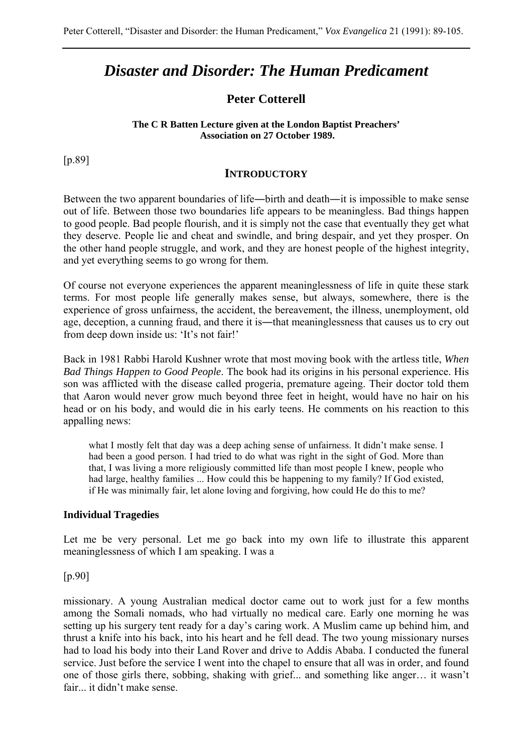# *Disaster and Disorder: The Human Predicament*

## Peter Cotterell

**The C R Batten Lecture given at the London Baptist Preachers' Association on 27 October 1989.**

[p.89]

## INTRODUCTORY

Between the two apparent boundaries of life―birth and death―it is impossible to make sense out of life. Between those two boundaries life appears to be meaningless. Bad things happen to good people. Bad people flourish, and it is simply not the case that eventually they get what they deserve. People lie and cheat and swindle, and bring despair, and yet they prosper. On the other hand people struggle, and work, and they are honest people of the highest integrity, and yet everything seems to go wrong for them.

Of course not everyone experiences the apparent meaninglessness of life in quite these stark terms. For most people life generally makes sense, but always, somewhere, there is the experience of gross unfairness, the accident, the bereavement, the illness, unemployment, old age, deception, a cunning fraud, and there it is―that meaninglessness that causes us to cry out from deep down inside us: 'It's not fair!'

Back in 1981 Rabbi Harold Kushner wrote that most moving book with the artless title, *When Bad Things Happen to Good People*. The book had its origins in his personal experience. His son was afflicted with the disease called progeria, premature ageing. Their doctor told them that Aaron would never grow much beyond three feet in height, would have no hair on his head or on his body, and would die in his early teens. He comments on his reaction to this appalling news:

> what I mostly felt that day was a deep aching sense of unfairness. It didn't make sense. I had been a good person. I had tried to do what was right in the sight of God. More than that, I was living a more religiously committed life than most people I knew, people who had large, healthy families ... How could this be happening to my family? If God existed, if He was minimally fair, let alone loving and forgiving, how could He do this to me?

### Individual Tragedies

Let me be very personal. Let me go back into my own life to illustrate this apparent meaninglessness of which I am speaking. I was a

[p.90]

missionary. A young Australian medical doctor came out to work just for a few months among the Somali nomads, who had virtually no medical care. Early one morning he was setting up his surgery tent ready for a day's caring work. A Muslim came up behind him, and thrust a knife into his back, into his heart and he fell dead. The two young missionary nurses had to load his body into their Land Rover and drive to Addis Ababa. I conducted the funeral service. Just before the service I went into the chapel to ensure that all was in order, and found one of those girls there, sobbing, shaking with grief... and something like anger… it wasn't fair... it didn't make sense.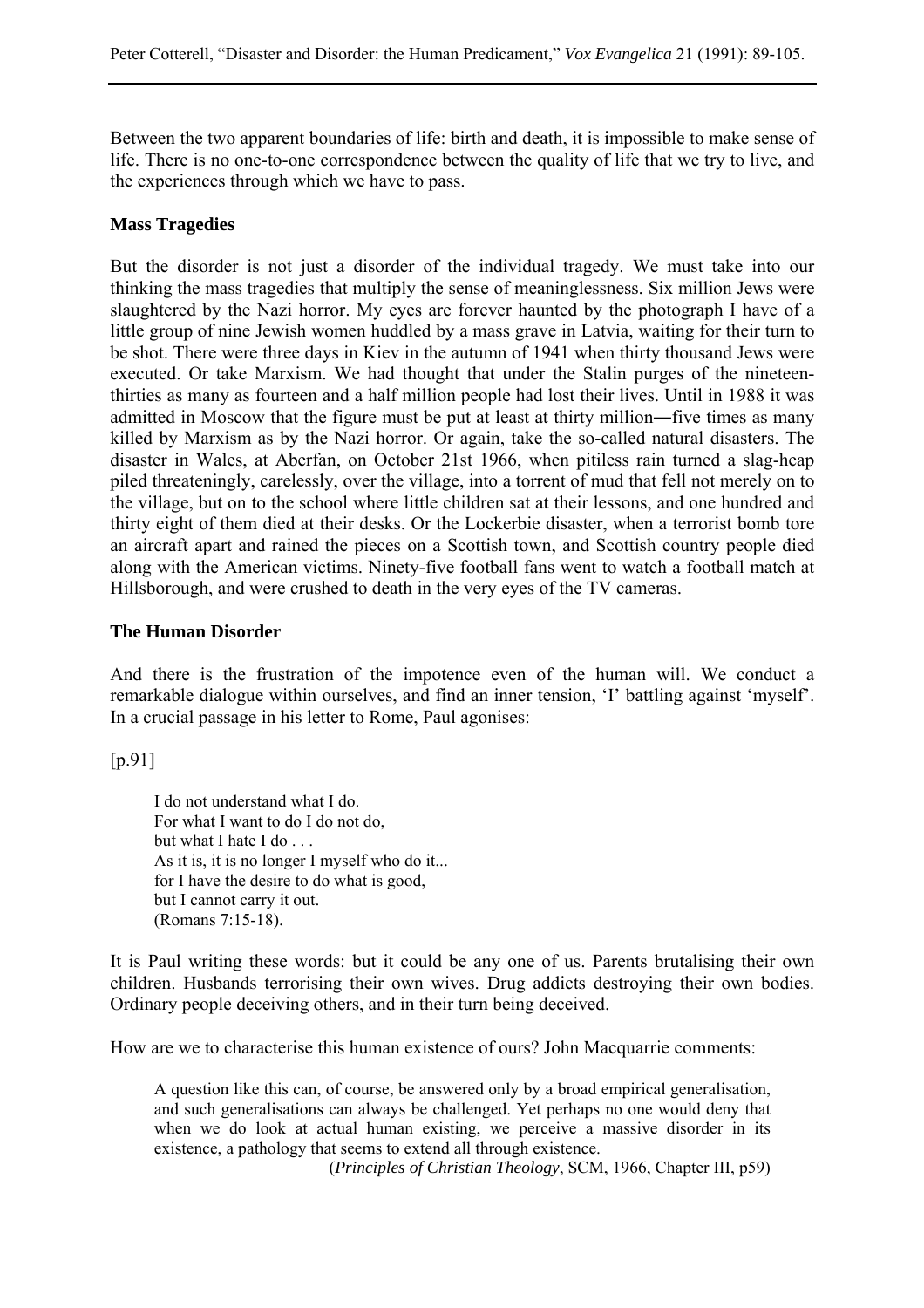Between the two apparent boundaries of life: birth and death, it is impossible to make sense of life. There is no one-to-one correspondence between the quality of life that we try to live, and the experiences through which we have to pass.

### Mass Tragedies

But the disorder is not just a disorder of the individual tragedy. We must take into our thinking the mass tragedies that multiply the sense of meaninglessness. Six million Jews were slaughtered by the Nazi horror. My eyes are forever haunted by the photograph I have of a little group of nine Jewish women huddled by a mass grave in Latvia, waiting for their turn to be shot. There were three days in Kiev in the autumn of 1941 when thirty thousand Jews were executed. Or take Marxism. We had thought that under the Stalin purges of the nineteen-thirties as many as fourteen and a half million people had lost their lives. Until in 1988 it was admitted in Moscow that the figure must be put at least at thirty million―five times as many killed by Marxism as by the Nazi horror. Or again, take the so-called natural disasters. The disaster in Wales, at Aberfan, on October 21st 1966, when pitiless rain turned a slag-heap piled threateningly, carelessly, over the village, into a torrent of mud that fell not merely on to the village, but on to the school where little children sat at their lessons, and one hundred and thirty eight of them died at their desks. Or the Lockerbie disaster, when a terrorist bomb tore an aircraft apart and rained the pieces on a Scottish town, and Scottish country people died along with the American victims. Ninety-five football fans went to watch a football match at Hillsborough, and were crushed to death in the very eyes of the TV cameras.

### The Human Disorder

And there is the frustration of the impotence even of the human will. We conduct a remarkable dialogue within ourselves, and find an inner tension, 'I' battling against 'myself'. In a crucial passage in his letter to Rome, Paul agonises:

[p.91]

> I do not understand what I do.
> For what I want to do I do not do,
> but what I hate I do . . .
> As it is, it is no longer I myself who do it...
> for I have the desire to do what is good,
> but I cannot carry it out.
> (Romans 7:15-18).

It is Paul writing these words: but it could be any one of us. Parents brutalising their own children. Husbands terrorising their own wives. Drug addicts destroying their own bodies. Ordinary people deceiving others, and in their turn being deceived.

How are we to characterise this human existence of ours? John Macquarrie comments:

> A question like this can, of course, be answered only by a broad empirical generalisation, and such generalisations can always be challenged. Yet perhaps no one would deny that when we do look at actual human existing, we perceive a massive disorder in its existence, a pathology that seems to extend all through existence.
>
> (*Principles of Christian Theology*, SCM, 1966, Chapter III, p59)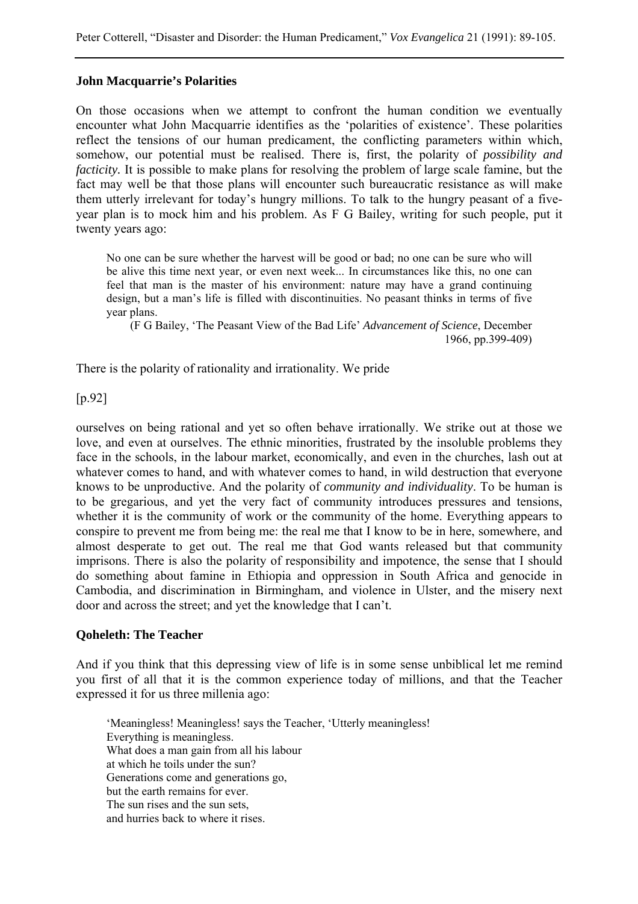### John Macquarrie's Polarities

On those occasions when we attempt to confront the human condition we eventually encounter what John Macquarrie identifies as the 'polarities of existence'. These polarities reflect the tensions of our human predicament, the conflicting parameters within which, somehow, our potential must be realised. There is, first, the polarity of *possibility and facticity.* It is possible to make plans for resolving the problem of large scale famine, but the fact may well be that those plans will encounter such bureaucratic resistance as will make them utterly irrelevant for today's hungry millions. To talk to the hungry peasant of a five-year plan is to mock him and his problem. As F G Bailey, writing for such people, put it twenty years ago:

> No one can be sure whether the harvest will be good or bad; no one can be sure who will be alive this time next year, or even next week... In circumstances like this, no one can feel that man is the master of his environment: nature may have a grand continuing design, but a man's life is filled with discontinuities. No peasant thinks in terms of five year plans.
>
> (F G Bailey, 'The Peasant View of the Bad Life' *Advancement of Science*, December 1966, pp.399-409)

There is the polarity of rationality and irrationality. We pride

[p.92]

ourselves on being rational and yet so often behave irrationally. We strike out at those we love, and even at ourselves. The ethnic minorities, frustrated by the insoluble problems they face in the schools, in the labour market, economically, and even in the churches, lash out at whatever comes to hand, and with whatever comes to hand, in wild destruction that everyone knows to be unproductive. And the polarity of *community and individuality*. To be human is to be gregarious, and yet the very fact of community introduces pressures and tensions, whether it is the community of work or the community of the home. Everything appears to conspire to prevent me from being me: the real me that I know to be in here, somewhere, and almost desperate to get out. The real me that God wants released but that community imprisons. There is also the polarity of responsibility and impotence, the sense that I should do something about famine in Ethiopia and oppression in South Africa and genocide in Cambodia, and discrimination in Birmingham, and violence in Ulster, and the misery next door and across the street; and yet the knowledge that I can't.

### Qoheleth: The Teacher

And if you think that this depressing view of life is in some sense unbiblical let me remind you first of all that it is the common experience today of millions, and that the Teacher expressed it for us three millenia ago:

> 'Meaningless! Meaningless! says the Teacher, 'Utterly meaningless!
> Everything is meaningless.
> What does a man gain from all his labour
> at which he toils under the sun?
> Generations come and generations go,
> but the earth remains for ever.
> The sun rises and the sun sets,
> and hurries back to where it rises.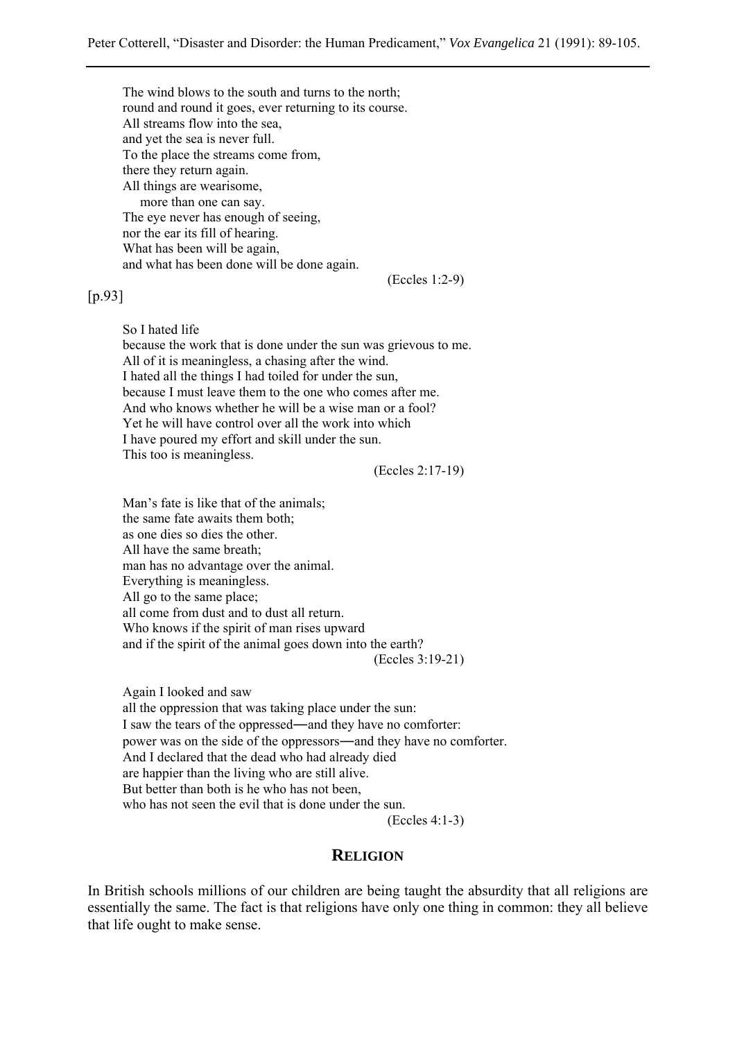The wind blows to the south and turns to the north;  
round and round it goes, ever returning to its course.  
All streams flow into the sea,  
and yet the sea is never full.  
To the place the streams come from,  
there they return again.  
All things are wearisome,  
    more than one can say.  
The eye never has enough of seeing,  
nor the ear its fill of hearing.  
What has been will be again,  
and what has been done will be done again.

(Eccles 1:2-9)

[p.93]

So I hated life  
because the work that is done under the sun was grievous to me.  
All of it is meaningless, a chasing after the wind.  
I hated all the things I had toiled for under the sun,  
because I must leave them to the one who comes after me.  
And who knows whether he will be a wise man or a fool?  
Yet he will have control over all the work into which  
I have poured my effort and skill under the sun.  
This too is meaningless.

(Eccles 2:17-19)

Man's fate is like that of the animals;  
the same fate awaits them both;  
as one dies so dies the other.  
All have the same breath;  
man has no advantage over the animal.  
Everything is meaningless.  
All go to the same place;  
all come from dust and to dust all return.  
Who knows if the spirit of man rises upward  
and if the spirit of the animal goes down into the earth?

(Eccles 3:19-21)

Again I looked and saw  
all the oppression that was taking place under the sun:  
I saw the tears of the oppressed—and they have no comforter:  
power was on the side of the oppressors—and they have no comforter.  
And I declared that the dead who had already died  
are happier than the living who are still alive.  
But better than both is he who has not been,  
who has not seen the evil that is done under the sun.

(Eccles 4:1-3)

## RELIGION

In British schools millions of our children are being taught the absurdity that all religions are essentially the same. The fact is that religions have only one thing in common: they all believe that life ought to make sense.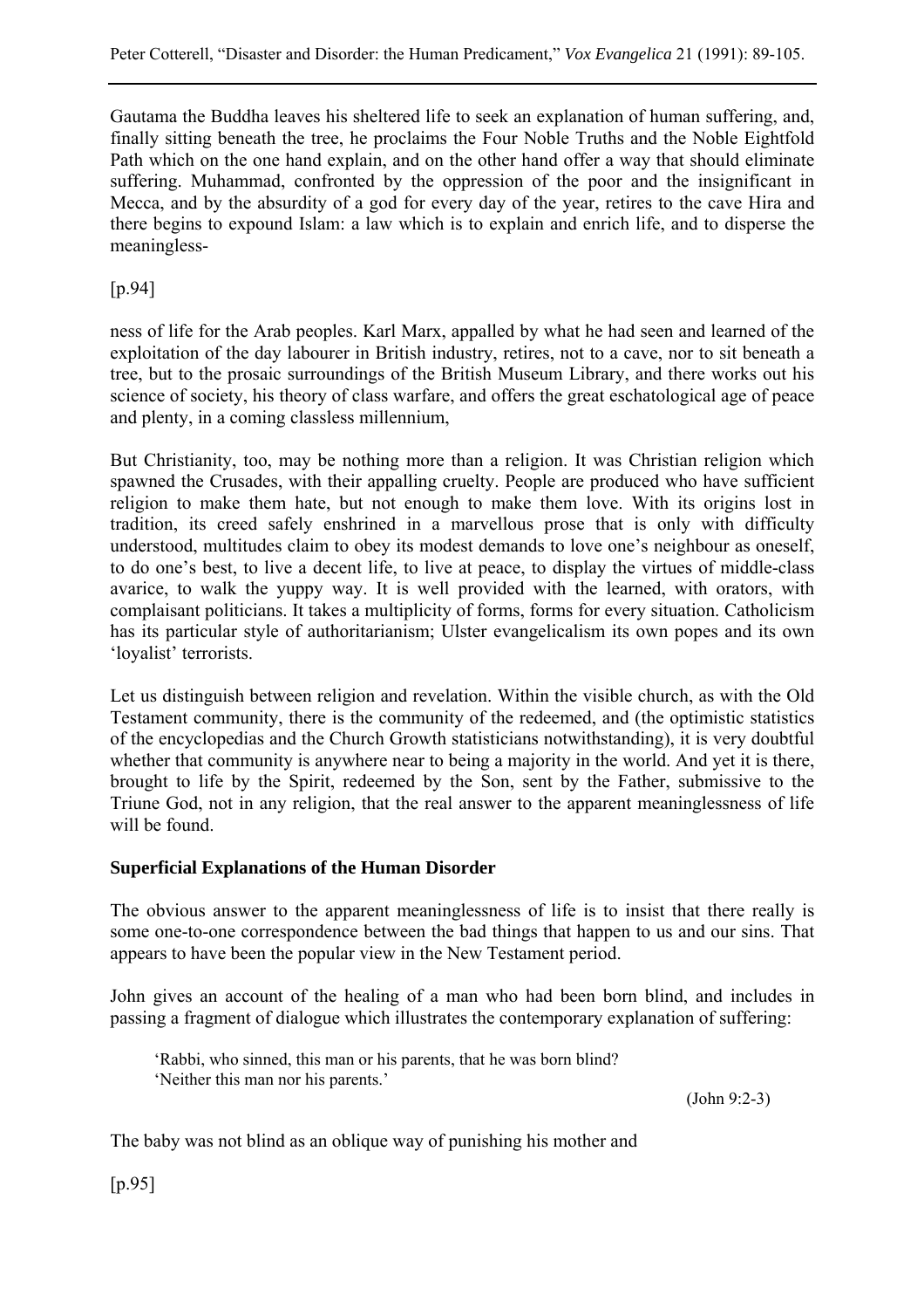Gautama the Buddha leaves his sheltered life to seek an explanation of human suffering, and, finally sitting beneath the tree, he proclaims the Four Noble Truths and the Noble Eightfold Path which on the one hand explain, and on the other hand offer a way that should eliminate suffering. Muhammad, confronted by the oppression of the poor and the insignificant in Mecca, and by the absurdity of a god for every day of the year, retires to the cave Hira and there begins to expound Islam: a law which is to explain and enrich life, and to disperse the meaningless-

[p.94]

ness of life for the Arab peoples. Karl Marx, appalled by what he had seen and learned of the exploitation of the day labourer in British industry, retires, not to a cave, nor to sit beneath a tree, but to the prosaic surroundings of the British Museum Library, and there works out his science of society, his theory of class warfare, and offers the great eschatological age of peace and plenty, in a coming classless millennium,

But Christianity, too, may be nothing more than a religion. It was Christian religion which spawned the Crusades, with their appalling cruelty. People are produced who have sufficient religion to make them hate, but not enough to make them love. With its origins lost in tradition, its creed safely enshrined in a marvellous prose that is only with difficulty understood, multitudes claim to obey its modest demands to love one's neighbour as oneself, to do one's best, to live a decent life, to live at peace, to display the virtues of middle-class avarice, to walk the yuppy way. It is well provided with the learned, with orators, with complaisant politicians. It takes a multiplicity of forms, forms for every situation. Catholicism has its particular style of authoritarianism; Ulster evangelicalism its own popes and its own 'loyalist' terrorists.

Let us distinguish between religion and revelation. Within the visible church, as with the Old Testament community, there is the community of the redeemed, and (the optimistic statistics of the encyclopedias and the Church Growth statisticians notwithstanding), it is very doubtful whether that community is anywhere near to being a majority in the world. And yet it is there, brought to life by the Spirit, redeemed by the Son, sent by the Father, submissive to the Triune God, not in any religion, that the real answer to the apparent meaninglessness of life will be found.

**Superficial Explanations of the Human Disorder**

The obvious answer to the apparent meaninglessness of life is to insist that there really is some one-to-one correspondence between the bad things that happen to us and our sins. That appears to have been the popular view in the New Testament period.

John gives an account of the healing of a man who had been born blind, and includes in passing a fragment of dialogue which illustrates the contemporary explanation of suffering:

> 'Rabbi, who sinned, this man or his parents, that he was born blind?
> 'Neither this man nor his parents.'
>
> (John 9:2-3)

The baby was not blind as an oblique way of punishing his mother and

[p.95]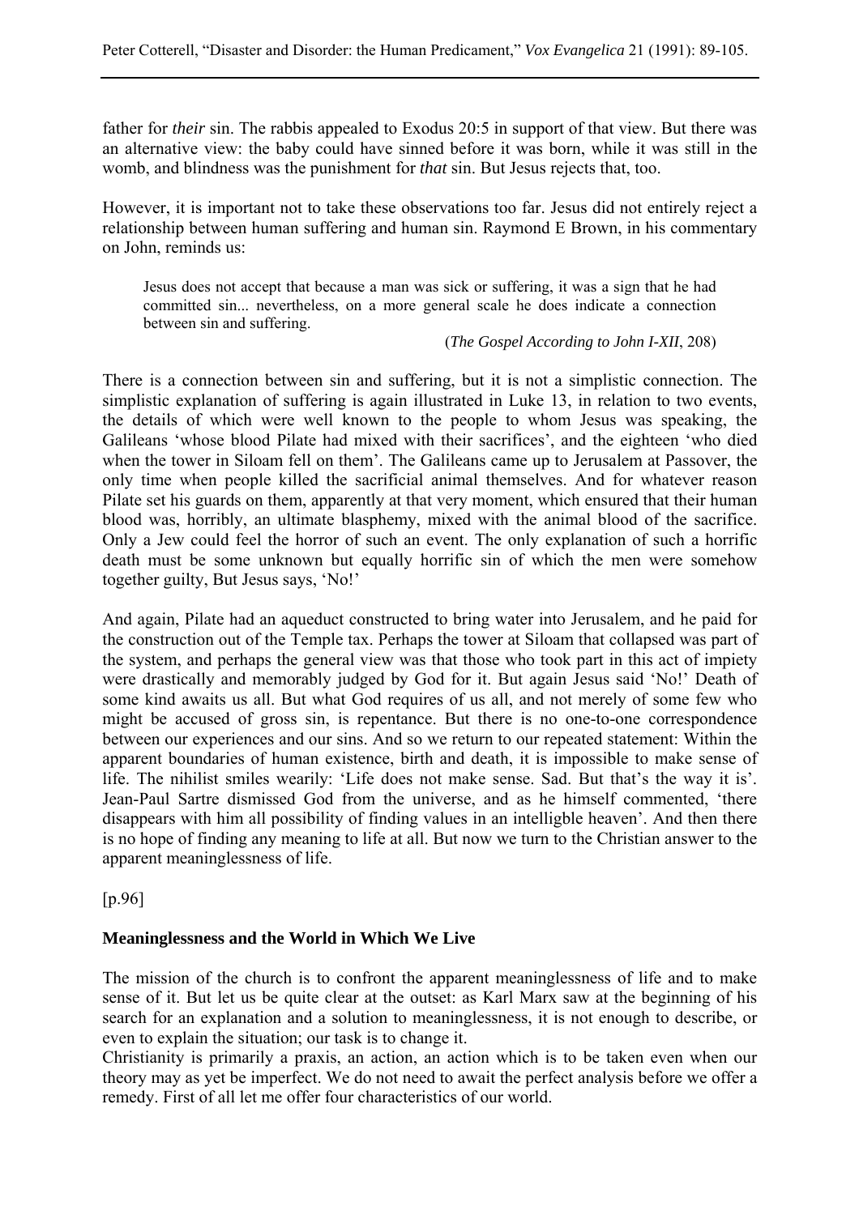father for *their* sin. The rabbis appealed to Exodus 20:5 in support of that view. But there was an alternative view: the baby could have sinned before it was born, while it was still in the womb, and blindness was the punishment for *that* sin. But Jesus rejects that, too.

However, it is important not to take these observations too far. Jesus did not entirely reject a relationship between human suffering and human sin. Raymond E Brown, in his commentary on John, reminds us:

> Jesus does not accept that because a man was sick or suffering, it was a sign that he had committed sin... nevertheless, on a more general scale he does indicate a connection between sin and suffering.
>
> (*The Gospel According to John I-XII*, 208)

There is a connection between sin and suffering, but it is not a simplistic connection. The simplistic explanation of suffering is again illustrated in Luke 13, in relation to two events, the details of which were well known to the people to whom Jesus was speaking, the Galileans 'whose blood Pilate had mixed with their sacrifices', and the eighteen 'who died when the tower in Siloam fell on them'. The Galileans came up to Jerusalem at Passover, the only time when people killed the sacrificial animal themselves. And for whatever reason Pilate set his guards on them, apparently at that very moment, which ensured that their human blood was, horribly, an ultimate blasphemy, mixed with the animal blood of the sacrifice. Only a Jew could feel the horror of such an event. The only explanation of such a horrific death must be some unknown but equally horrific sin of which the men were somehow together guilty, But Jesus says, 'No!'

And again, Pilate had an aqueduct constructed to bring water into Jerusalem, and he paid for the construction out of the Temple tax. Perhaps the tower at Siloam that collapsed was part of the system, and perhaps the general view was that those who took part in this act of impiety were drastically and memorably judged by God for it. But again Jesus said 'No!' Death of some kind awaits us all. But what God requires of us all, and not merely of some few who might be accused of gross sin, is repentance. But there is no one-to-one correspondence between our experiences and our sins. And so we return to our repeated statement: Within the apparent boundaries of human existence, birth and death, it is impossible to make sense of life. The nihilist smiles wearily: 'Life does not make sense. Sad. But that's the way it is'. Jean-Paul Sartre dismissed God from the universe, and as he himself commented, 'there disappears with him all possibility of finding values in an intelligble heaven'. And then there is no hope of finding any meaning to life at all. But now we turn to the Christian answer to the apparent meaninglessness of life.

[p.96]

**Meaninglessness and the World in Which We Live**

The mission of the church is to confront the apparent meaninglessness of life and to make sense of it. But let us be quite clear at the outset: as Karl Marx saw at the beginning of his search for an explanation and a solution to meaninglessness, it is not enough to describe, or even to explain the situation; our task is to change it.

Christianity is primarily a praxis, an action, an action which is to be taken even when our theory may as yet be imperfect. We do not need to await the perfect analysis before we offer a remedy. First of all let me offer four characteristics of our world.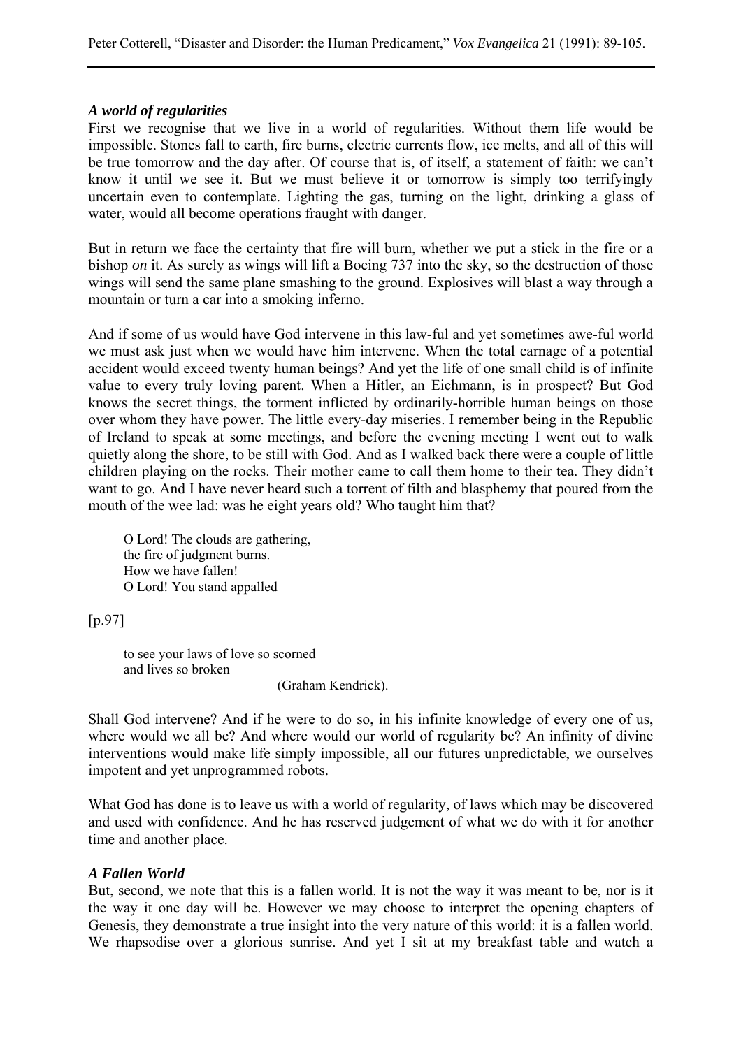### *A world of regularities*

First we recognise that we live in a world of regularities. Without them life would be impossible. Stones fall to earth, fire burns, electric currents flow, ice melts, and all of this will be true tomorrow and the day after. Of course that is, of itself, a statement of faith: we can't know it until we see it. But we must believe it or tomorrow is simply too terrifyingly uncertain even to contemplate. Lighting the gas, turning on the light, drinking a glass of water, would all become operations fraught with danger.

But in return we face the certainty that fire will burn, whether we put a stick in the fire or a bishop *on* it. As surely as wings will lift a Boeing 737 into the sky, so the destruction of those wings will send the same plane smashing to the ground. Explosives will blast a way through a mountain or turn a car into a smoking inferno.

And if some of us would have God intervene in this law-ful and yet sometimes awe-ful world we must ask just when we would have him intervene. When the total carnage of a potential accident would exceed twenty human beings? And yet the life of one small child is of infinite value to every truly loving parent. When a Hitler, an Eichmann, is in prospect? But God knows the secret things, the torment inflicted by ordinarily-horrible human beings on those over whom they have power. The little every-day miseries. I remember being in the Republic of Ireland to speak at some meetings, and before the evening meeting I went out to walk quietly along the shore, to be still with God. And as I walked back there were a couple of little children playing on the rocks. Their mother came to call them home to their tea. They didn't want to go. And I have never heard such a torrent of filth and blasphemy that poured from the mouth of the wee lad: was he eight years old? Who taught him that?

> O Lord! The clouds are gathering,
> the fire of judgment burns.
> How we have fallen!
> O Lord! You stand appalled

[p.97]

> to see your laws of love so scorned
> and lives so broken
>
> (Graham Kendrick).

Shall God intervene? And if he were to do so, in his infinite knowledge of every one of us, where would we all be? And where would our world of regularity be? An infinity of divine interventions would make life simply impossible, all our futures unpredictable, we ourselves impotent and yet unprogrammed robots.

What God has done is to leave us with a world of regularity, of laws which may be discovered and used with confidence. And he has reserved judgement of what we do with it for another time and another place.

### *A Fallen World*

But, second, we note that this is a fallen world. It is not the way it was meant to be, nor is it the way it one day will be. However we may choose to interpret the opening chapters of Genesis, they demonstrate a true insight into the very nature of this world: it is a fallen world. We rhapsodise over a glorious sunrise. And yet I sit at my breakfast table and watch a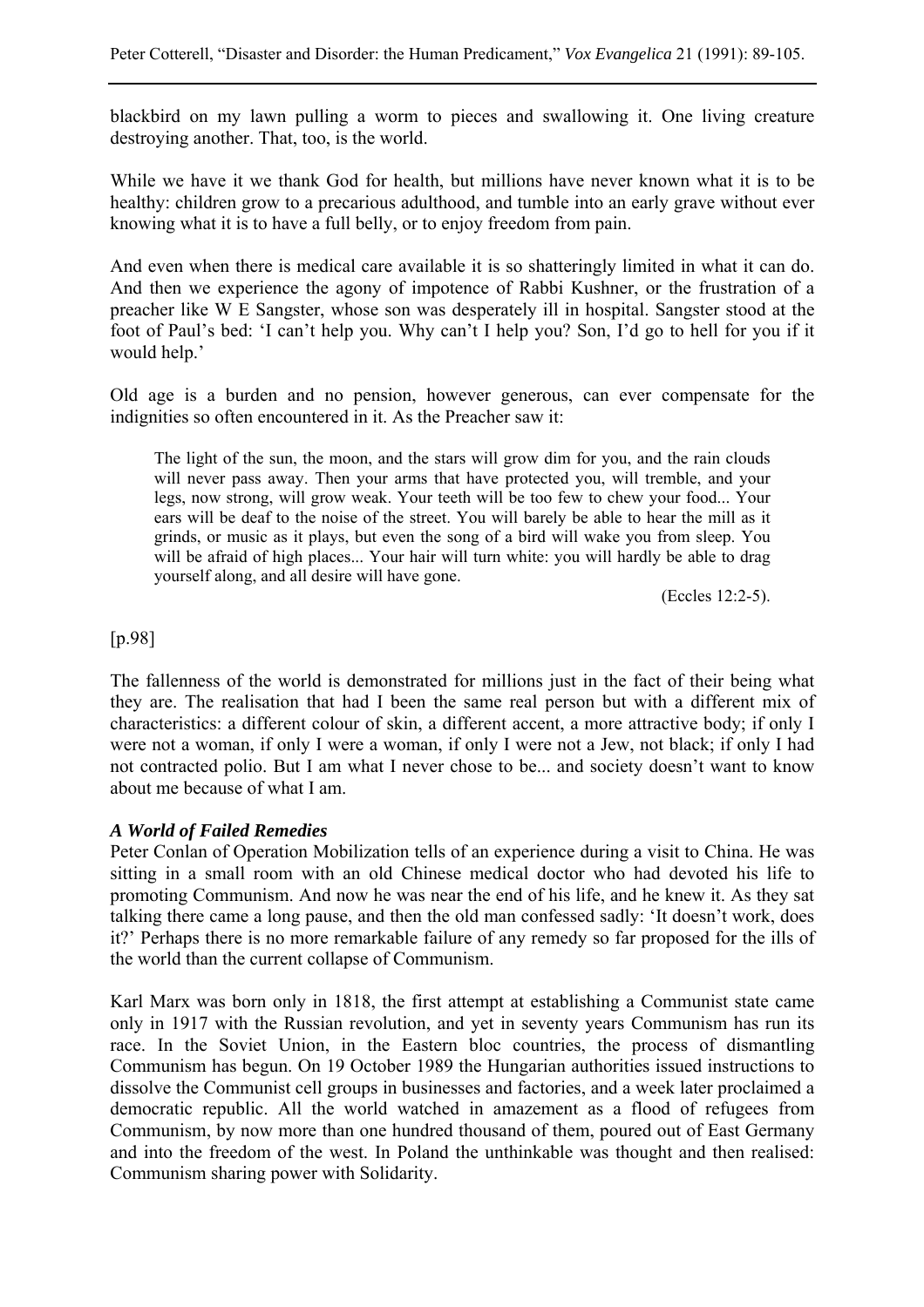blackbird on my lawn pulling a worm to pieces and swallowing it. One living creature destroying another. That, too, is the world.

While we have it we thank God for health, but millions have never known what it is to be healthy: children grow to a precarious adulthood, and tumble into an early grave without ever knowing what it is to have a full belly, or to enjoy freedom from pain.

And even when there is medical care available it is so shatteringly limited in what it can do. And then we experience the agony of impotence of Rabbi Kushner, or the frustration of a preacher like W E Sangster, whose son was desperately ill in hospital. Sangster stood at the foot of Paul's bed: 'I can't help you. Why can't I help you? Son, I'd go to hell for you if it would help.'

Old age is a burden and no pension, however generous, can ever compensate for the indignities so often encountered in it. As the Preacher saw it:

> The light of the sun, the moon, and the stars will grow dim for you, and the rain clouds will never pass away. Then your arms that have protected you, will tremble, and your legs, now strong, will grow weak. Your teeth will be too few to chew your food... Your ears will be deaf to the noise of the street. You will barely be able to hear the mill as it grinds, or music as it plays, but even the song of a bird will wake you from sleep. You will be afraid of high places... Your hair will turn white: you will hardly be able to drag yourself along, and all desire will have gone.
>
> (Eccles 12:2-5).

[p.98]

The fallenness of the world is demonstrated for millions just in the fact of their being what they are. The realisation that had I been the same real person but with a different mix of characteristics: a different colour of skin, a different accent, a more attractive body; if only I were not a woman, if only I were a woman, if only I were not a Jew, not black; if only I had not contracted polio. But I am what I never chose to be... and society doesn't want to know about me because of what I am.

### *A World of Failed Remedies*

Peter Conlan of Operation Mobilization tells of an experience during a visit to China. He was sitting in a small room with an old Chinese medical doctor who had devoted his life to promoting Communism. And now he was near the end of his life, and he knew it. As they sat talking there came a long pause, and then the old man confessed sadly: 'It doesn't work, does it?' Perhaps there is no more remarkable failure of any remedy so far proposed for the ills of the world than the current collapse of Communism.

Karl Marx was born only in 1818, the first attempt at establishing a Communist state came only in 1917 with the Russian revolution, and yet in seventy years Communism has run its race. In the Soviet Union, in the Eastern bloc countries, the process of dismantling Communism has begun. On 19 October 1989 the Hungarian authorities issued instructions to dissolve the Communist cell groups in businesses and factories, and a week later proclaimed a democratic republic. All the world watched in amazement as a flood of refugees from Communism, by now more than one hundred thousand of them, poured out of East Germany and into the freedom of the west. In Poland the unthinkable was thought and then realised: Communism sharing power with Solidarity.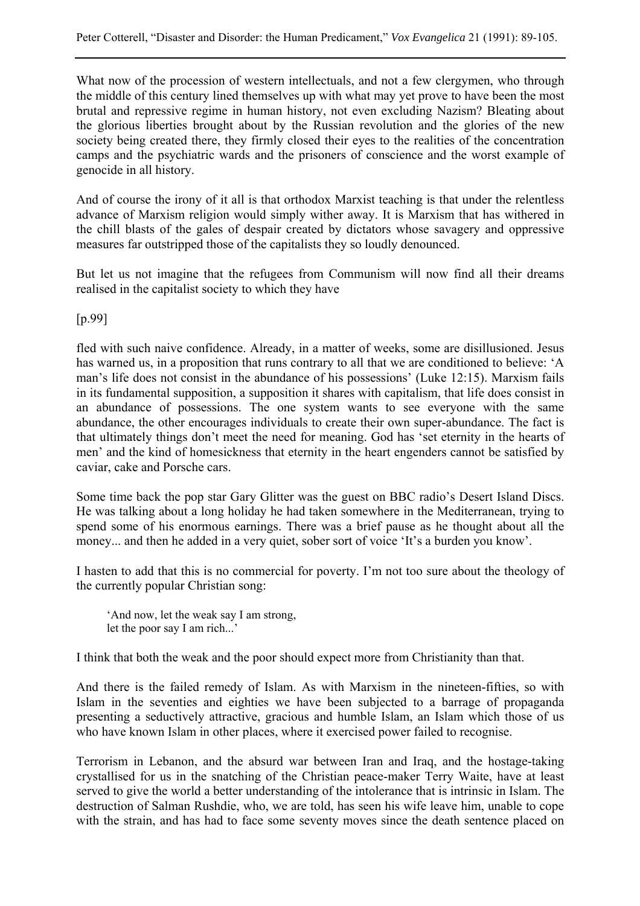What now of the procession of western intellectuals, and not a few clergymen, who through the middle of this century lined themselves up with what may yet prove to have been the most brutal and repressive regime in human history, not even excluding Nazism? Bleating about the glorious liberties brought about by the Russian revolution and the glories of the new society being created there, they firmly closed their eyes to the realities of the concentration camps and the psychiatric wards and the prisoners of conscience and the worst example of genocide in all history.

And of course the irony of it all is that orthodox Marxist teaching is that under the relentless advance of Marxism religion would simply wither away. It is Marxism that has withered in the chill blasts of the gales of despair created by dictators whose savagery and oppressive measures far outstripped those of the capitalists they so loudly denounced.

But let us not imagine that the refugees from Communism will now find all their dreams realised in the capitalist society to which they have

[p.99]

fled with such naive confidence. Already, in a matter of weeks, some are disillusioned. Jesus has warned us, in a proposition that runs contrary to all that we are conditioned to believe: 'A man's life does not consist in the abundance of his possessions' (Luke 12:15). Marxism fails in its fundamental supposition, a supposition it shares with capitalism, that life does consist in an abundance of possessions. The one system wants to see everyone with the same abundance, the other encourages individuals to create their own super-abundance. The fact is that ultimately things don't meet the need for meaning. God has 'set eternity in the hearts of men' and the kind of homesickness that eternity in the heart engenders cannot be satisfied by caviar, cake and Porsche cars.

Some time back the pop star Gary Glitter was the guest on BBC radio's Desert Island Discs. He was talking about a long holiday he had taken somewhere in the Mediterranean, trying to spend some of his enormous earnings. There was a brief pause as he thought about all the money... and then he added in a very quiet, sober sort of voice 'It's a burden you know'.

I hasten to add that this is no commercial for poverty. I'm not too sure about the theology of the currently popular Christian song:

> 'And now, let the weak say I am strong,
> let the poor say I am rich...'

I think that both the weak and the poor should expect more from Christianity than that.

And there is the failed remedy of Islam. As with Marxism in the nineteen-fifties, so with Islam in the seventies and eighties we have been subjected to a barrage of propaganda presenting a seductively attractive, gracious and humble Islam, an Islam which those of us who have known Islam in other places, where it exercised power failed to recognise.

Terrorism in Lebanon, and the absurd war between Iran and Iraq, and the hostage-taking crystallised for us in the snatching of the Christian peace-maker Terry Waite, have at least served to give the world a better understanding of the intolerance that is intrinsic in Islam. The destruction of Salman Rushdie, who, we are told, has seen his wife leave him, unable to cope with the strain, and has had to face some seventy moves since the death sentence placed on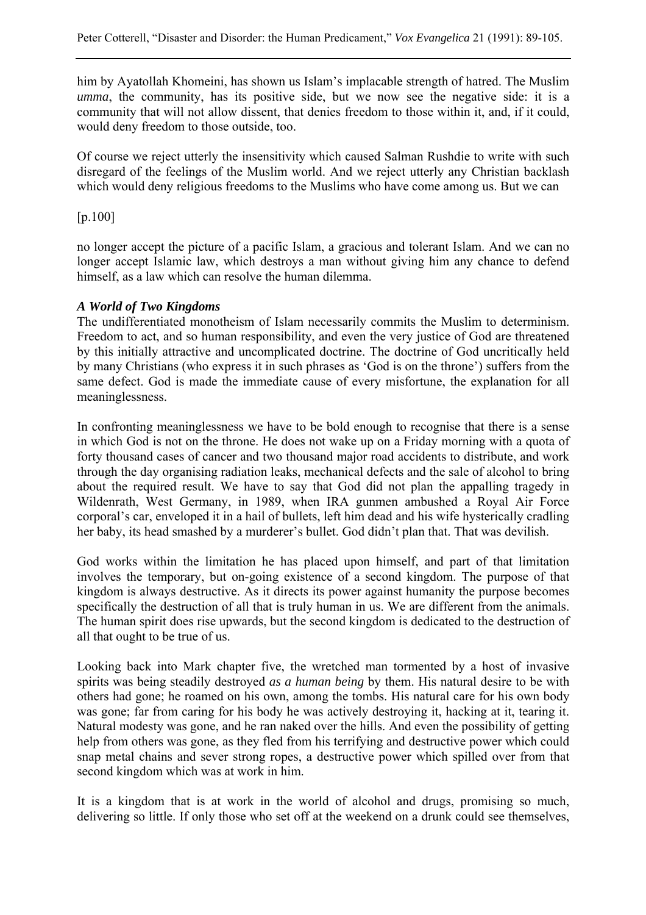him by Ayatollah Khomeini, has shown us Islam's implacable strength of hatred. The Muslim *umma*, the community, has its positive side, but we now see the negative side: it is a community that will not allow dissent, that denies freedom to those within it, and, if it could, would deny freedom to those outside, too.

Of course we reject utterly the insensitivity which caused Salman Rushdie to write with such disregard of the feelings of the Muslim world. And we reject utterly any Christian backlash which would deny religious freedoms to the Muslims who have come among us. But we can

[p.100]

no longer accept the picture of a pacific Islam, a gracious and tolerant Islam. And we can no longer accept Islamic law, which destroys a man without giving him any chance to defend himself, as a law which can resolve the human dilemma.

### *A World of Two Kingdoms*

The undifferentiated monotheism of Islam necessarily commits the Muslim to determinism. Freedom to act, and so human responsibility, and even the very justice of God are threatened by this initially attractive and uncomplicated doctrine. The doctrine of God uncritically held by many Christians (who express it in such phrases as 'God is on the throne') suffers from the same defect. God is made the immediate cause of every misfortune, the explanation for all meaninglessness.

In confronting meaninglessness we have to be bold enough to recognise that there is a sense in which God is not on the throne. He does not wake up on a Friday morning with a quota of forty thousand cases of cancer and two thousand major road accidents to distribute, and work through the day organising radiation leaks, mechanical defects and the sale of alcohol to bring about the required result. We have to say that God did not plan the appalling tragedy in Wildenrath, West Germany, in 1989, when IRA gunmen ambushed a Royal Air Force corporal's car, enveloped it in a hail of bullets, left him dead and his wife hysterically cradling her baby, its head smashed by a murderer's bullet. God didn't plan that. That was devilish.

God works within the limitation he has placed upon himself, and part of that limitation involves the temporary, but on-going existence of a second kingdom. The purpose of that kingdom is always destructive. As it directs its power against humanity the purpose becomes specifically the destruction of all that is truly human in us. We are different from the animals. The human spirit does rise upwards, but the second kingdom is dedicated to the destruction of all that ought to be true of us.

Looking back into Mark chapter five, the wretched man tormented by a host of invasive spirits was being steadily destroyed *as a human being* by them. His natural desire to be with others had gone; he roamed on his own, among the tombs. His natural care for his own body was gone; far from caring for his body he was actively destroying it, hacking at it, tearing it. Natural modesty was gone, and he ran naked over the hills. And even the possibility of getting help from others was gone, as they fled from his terrifying and destructive power which could snap metal chains and sever strong ropes, a destructive power which spilled over from that second kingdom which was at work in him.

It is a kingdom that is at work in the world of alcohol and drugs, promising so much, delivering so little. If only those who set off at the weekend on a drunk could see themselves,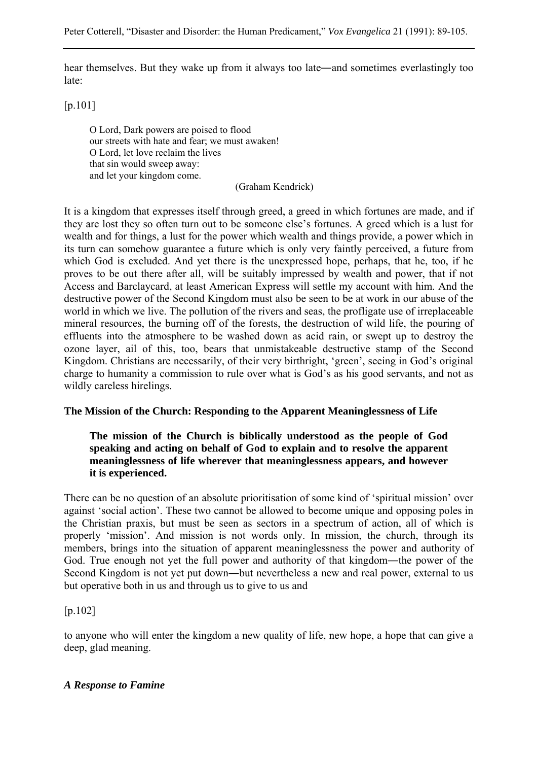hear themselves. But they wake up from it always too late―and sometimes everlastingly too late:

[p.101]

> O Lord, Dark powers are poised to flood
> our streets with hate and fear; we must awaken!
> O Lord, let love reclaim the lives
> that sin would sweep away:
> and let your kingdom come.
>
> (Graham Kendrick)

It is a kingdom that expresses itself through greed, a greed in which fortunes are made, and if they are lost they so often turn out to be someone else's fortunes. A greed which is a lust for wealth and for things, a lust for the power which wealth and things provide, a power which in its turn can somehow guarantee a future which is only very faintly perceived, a future from which God is excluded. And yet there is the unexpressed hope, perhaps, that he, too, if he proves to be out there after all, will be suitably impressed by wealth and power, that if not Access and Barclaycard, at least American Express will settle my account with him. And the destructive power of the Second Kingdom must also be seen to be at work in our abuse of the world in which we live. The pollution of the rivers and seas, the profligate use of irreplaceable mineral resources, the burning off of the forests, the destruction of wild life, the pouring of effluents into the atmosphere to be washed down as acid rain, or swept up to destroy the ozone layer, ail of this, too, bears that unmistakeable destructive stamp of the Second Kingdom. Christians are necessarily, of their very birthright, 'green', seeing in God's original charge to humanity a commission to rule over what is God's as his good servants, and not as wildly careless hirelings.

**The Mission of the Church: Responding to the Apparent Meaninglessness of Life**

> **The mission of the Church is biblically understood as the people of God speaking and acting on behalf of God to explain and to resolve the apparent meaninglessness of life wherever that meaninglessness appears, and however it is experienced.**

There can be no question of an absolute prioritisation of some kind of 'spiritual mission' over against 'social action'. These two cannot be allowed to become unique and opposing poles in the Christian praxis, but must be seen as sectors in a spectrum of action, all of which is properly 'mission'. And mission is not words only. In mission, the church, through its members, brings into the situation of apparent meaninglessness the power and authority of God. True enough not yet the full power and authority of that kingdom―the power of the Second Kingdom is not yet put down―but nevertheless a new and real power, external to us but operative both in us and through us to give to us and

[p.102]

to anyone who will enter the kingdom a new quality of life, new hope, a hope that can give a deep, glad meaning.

***A Response to Famine***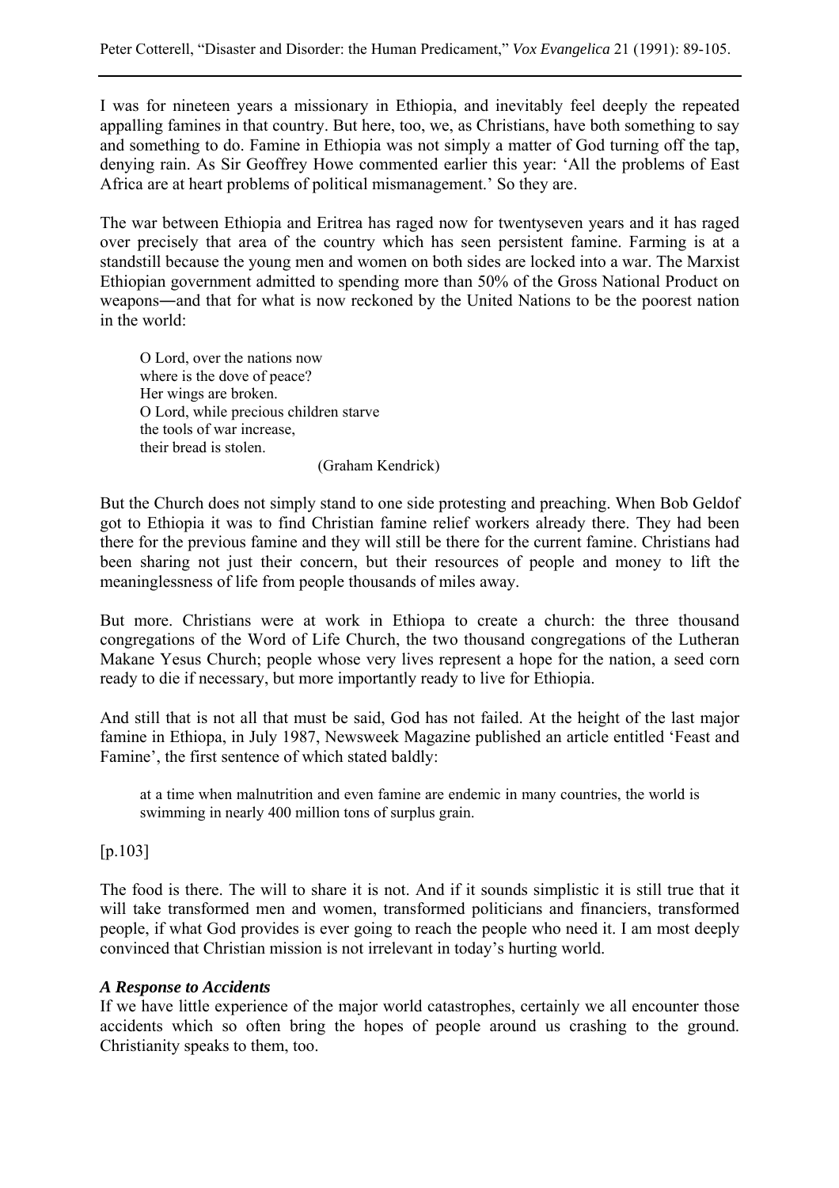I was for nineteen years a missionary in Ethiopia, and inevitably feel deeply the repeated appalling famines in that country. But here, too, we, as Christians, have both something to say and something to do. Famine in Ethiopia was not simply a matter of God turning off the tap, denying rain. As Sir Geoffrey Howe commented earlier this year: 'All the problems of East Africa are at heart problems of political mismanagement.' So they are.

The war between Ethiopia and Eritrea has raged now for twentyseven years and it has raged over precisely that area of the country which has seen persistent famine. Farming is at a standstill because the young men and women on both sides are locked into a war. The Marxist Ethiopian government admitted to spending more than 50% of the Gross National Product on weapons―and that for what is now reckoned by the United Nations to be the poorest nation in the world:

> O Lord, over the nations now
> where is the dove of peace?
> Her wings are broken.
> O Lord, while precious children starve
> the tools of war increase,
> their bread is stolen.
>
> (Graham Kendrick)

But the Church does not simply stand to one side protesting and preaching. When Bob Geldof got to Ethiopia it was to find Christian famine relief workers already there. They had been there for the previous famine and they will still be there for the current famine. Christians had been sharing not just their concern, but their resources of people and money to lift the meaninglessness of life from people thousands of miles away.

But more. Christians were at work in Ethiopa to create a church: the three thousand congregations of the Word of Life Church, the two thousand congregations of the Lutheran Makane Yesus Church; people whose very lives represent a hope for the nation, a seed corn ready to die if necessary, but more importantly ready to live for Ethiopia.

And still that is not all that must be said, God has not failed. At the height of the last major famine in Ethiopa, in July 1987, Newsweek Magazine published an article entitled 'Feast and Famine', the first sentence of which stated baldly:

> at a time when malnutrition and even famine are endemic in many countries, the world is swimming in nearly 400 million tons of surplus grain.

[p.103]

The food is there. The will to share it is not. And if it sounds simplistic it is still true that it will take transformed men and women, transformed politicians and financiers, transformed people, if what God provides is ever going to reach the people who need it. I am most deeply convinced that Christian mission is not irrelevant in today's hurting world.

### *A Response to Accidents*

If we have little experience of the major world catastrophes, certainly we all encounter those accidents which so often bring the hopes of people around us crashing to the ground. Christianity speaks to them, too.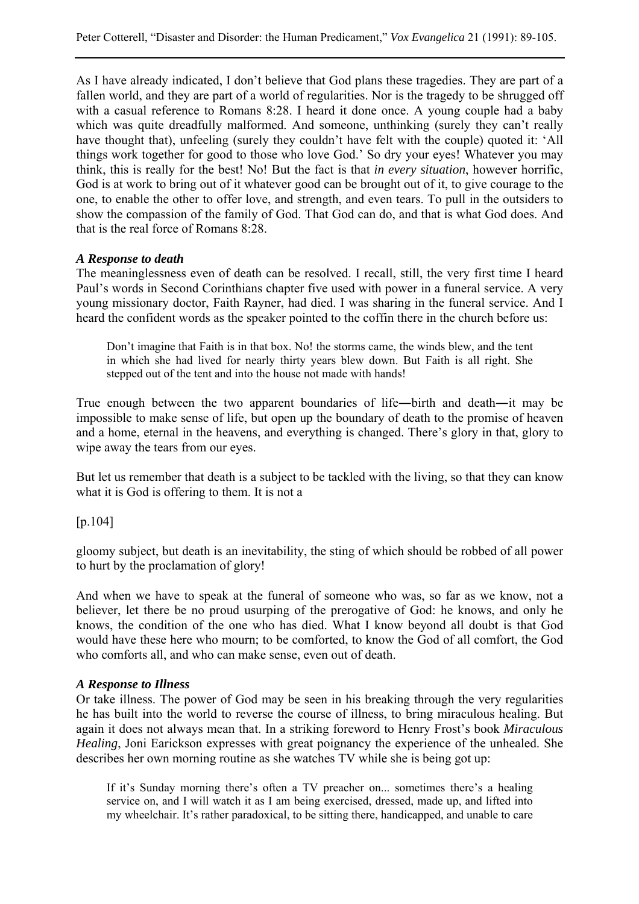As I have already indicated, I don't believe that God plans these tragedies. They are part of a fallen world, and they are part of a world of regularities. Nor is the tragedy to be shrugged off with a casual reference to Romans 8:28. I heard it done once. A young couple had a baby which was quite dreadfully malformed. And someone, unthinking (surely they can't really have thought that), unfeeling (surely they couldn't have felt with the couple) quoted it: 'All things work together for good to those who love God.' So dry your eyes! Whatever you may think, this is really for the best! No! But the fact is that *in every situation*, however horrific, God is at work to bring out of it whatever good can be brought out of it, to give courage to the one, to enable the other to offer love, and strength, and even tears. To pull in the outsiders to show the compassion of the family of God. That God can do, and that is what God does. And that is the real force of Romans 8:28.

### *A Response to death*

The meaninglessness even of death can be resolved. I recall, still, the very first time I heard Paul's words in Second Corinthians chapter five used with power in a funeral service. A very young missionary doctor, Faith Rayner, had died. I was sharing in the funeral service. And I heard the confident words as the speaker pointed to the coffin there in the church before us:

> Don't imagine that Faith is in that box. No! the storms came, the winds blew, and the tent in which she had lived for nearly thirty years blew down. But Faith is all right. She stepped out of the tent and into the house not made with hands!

True enough between the two apparent boundaries of life―birth and death―it may be impossible to make sense of life, but open up the boundary of death to the promise of heaven and a home, eternal in the heavens, and everything is changed. There's glory in that, glory to wipe away the tears from our eyes.

But let us remember that death is a subject to be tackled with the living, so that they can know what it is God is offering to them. It is not a

[p.104]

gloomy subject, but death is an inevitability, the sting of which should be robbed of all power to hurt by the proclamation of glory!

And when we have to speak at the funeral of someone who was, so far as we know, not a believer, let there be no proud usurping of the prerogative of God: he knows, and only he knows, the condition of the one who has died. What I know beyond all doubt is that God would have these here who mourn; to be comforted, to know the God of all comfort, the God who comforts all, and who can make sense, even out of death.

### *A Response to Illness*

Or take illness. The power of God may be seen in his breaking through the very regularities he has built into the world to reverse the course of illness, to bring miraculous healing. But again it does not always mean that. In a striking foreword to Henry Frost's book *Miraculous Healing*, Joni Earickson expresses with great poignancy the experience of the unhealed. She describes her own morning routine as she watches TV while she is being got up:

> If it's Sunday morning there's often a TV preacher on... sometimes there's a healing service on, and I will watch it as I am being exercised, dressed, made up, and lifted into my wheelchair. It's rather paradoxical, to be sitting there, handicapped, and unable to care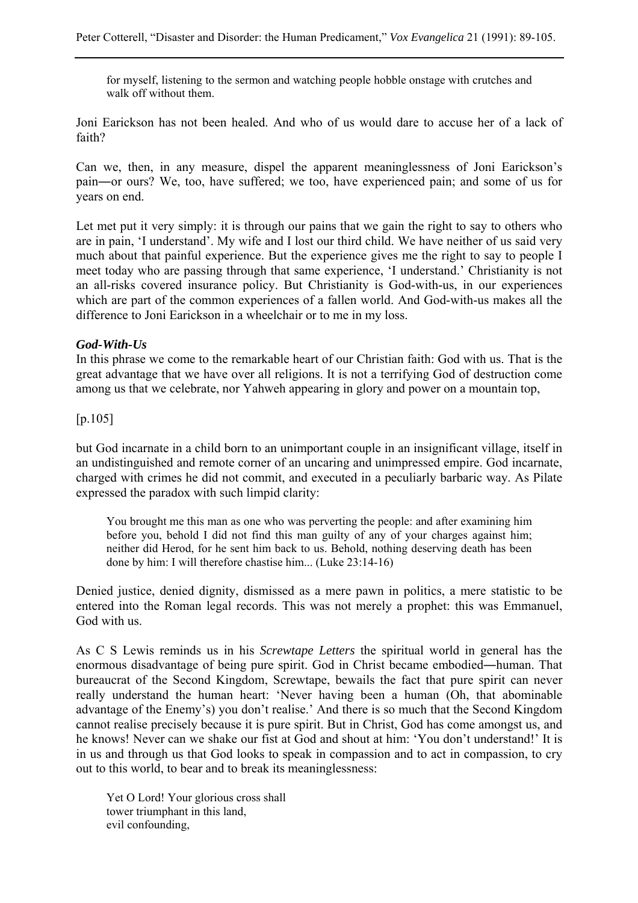> for myself, listening to the sermon and watching people hobble onstage with crutches and walk off without them.

Joni Earickson has not been healed. And who of us would dare to accuse her of a lack of faith?

Can we, then, in any measure, dispel the apparent meaninglessness of Joni Earickson's pain―or ours? We, too, have suffered; we too, have experienced pain; and some of us for years on end.

Let met put it very simply: it is through our pains that we gain the right to say to others who are in pain, 'I understand'. My wife and I lost our third child. We have neither of us said very much about that painful experience. But the experience gives me the right to say to people I meet today who are passing through that same experience, 'I understand.' Christianity is not an all-risks covered insurance policy. But Christianity is God-with-us, in our experiences which are part of the common experiences of a fallen world. And God-with-us makes all the difference to Joni Earickson in a wheelchair or to me in my loss.

### *God-With-Us*

In this phrase we come to the remarkable heart of our Christian faith: God with us. That is the great advantage that we have over all religions. It is not a terrifying God of destruction come among us that we celebrate, nor Yahweh appearing in glory and power on a mountain top,

[p.105]

but God incarnate in a child born to an unimportant couple in an insignificant village, itself in an undistinguished and remote corner of an uncaring and unimpressed empire. God incarnate, charged with crimes he did not commit, and executed in a peculiarly barbaric way. As Pilate expressed the paradox with such limpid clarity:

> You brought me this man as one who was perverting the people: and after examining him before you, behold I did not find this man guilty of any of your charges against him; neither did Herod, for he sent him back to us. Behold, nothing deserving death has been done by him: I will therefore chastise him... (Luke 23:14-16)

Denied justice, denied dignity, dismissed as a mere pawn in politics, a mere statistic to be entered into the Roman legal records. This was not merely a prophet: this was Emmanuel, God with us.

As C S Lewis reminds us in his *Screwtape Letters* the spiritual world in general has the enormous disadvantage of being pure spirit. God in Christ became embodied―human. That bureaucrat of the Second Kingdom, Screwtape, bewails the fact that pure spirit can never really understand the human heart: 'Never having been a human (Oh, that abominable advantage of the Enemy's) you don't realise.' And there is so much that the Second Kingdom cannot realise precisely because it is pure spirit. But in Christ, God has come amongst us, and he knows! Never can we shake our fist at God and shout at him: 'You don't understand!' It is in us and through us that God looks to speak in compassion and to act in compassion, to cry out to this world, to bear and to break its meaninglessness:

> Yet O Lord! Your glorious cross shall
> tower triumphant in this land,
> evil confounding,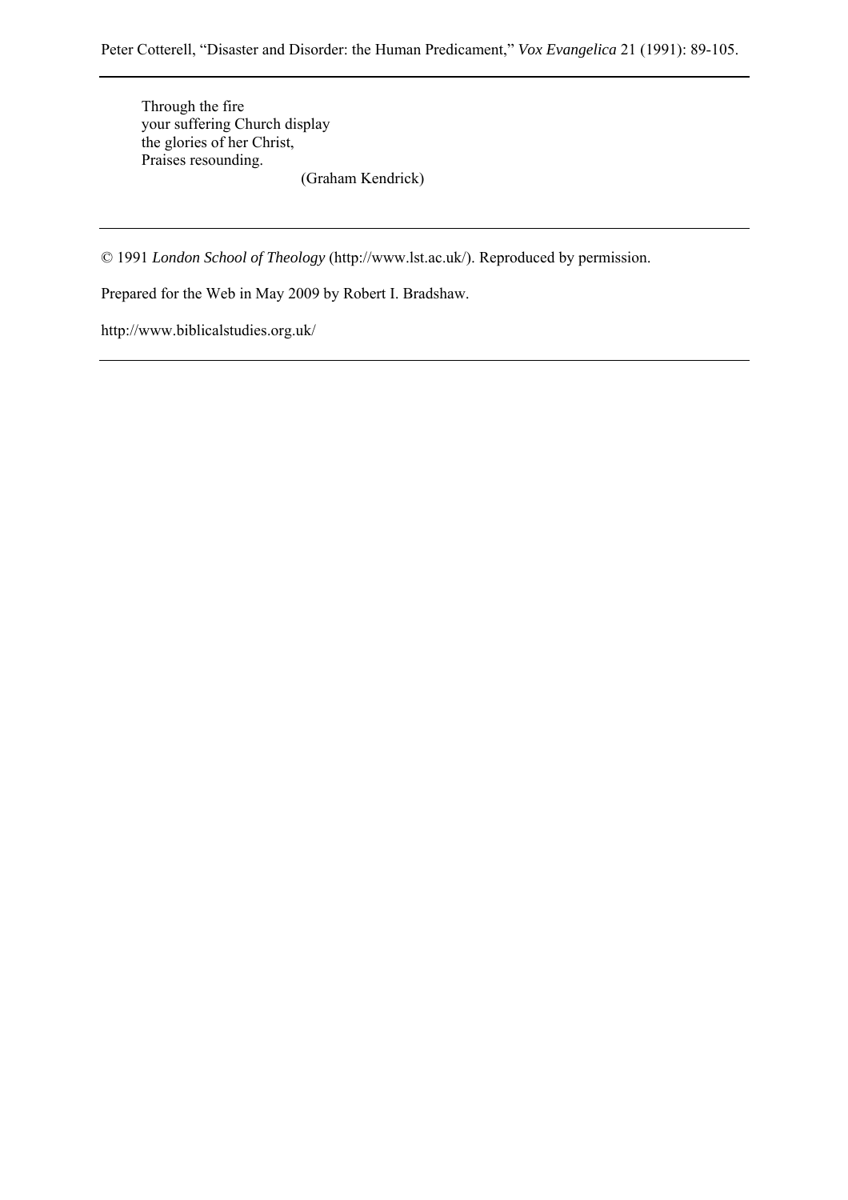Through the fire  
your suffering Church display  
the glories of her Christ,  
Praises resounding.  
(Graham Kendrick)

---

© 1991 *London School of Theology* (http://www.lst.ac.uk/). Reproduced by permission.

Prepared for the Web in May 2009 by Robert I. Bradshaw.

http://www.biblicalstudies.org.uk/